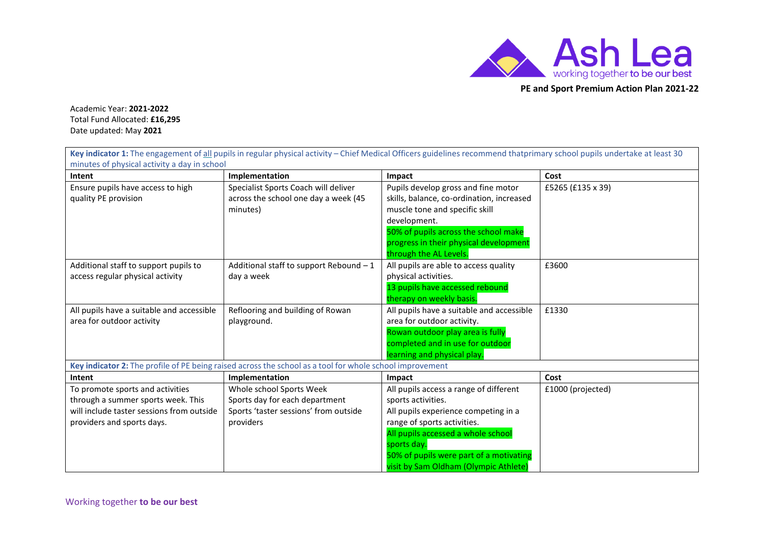Ash Lea
working together to be our best

**PE and Sport Premium Action Plan 2021-22**

Academic Year: **2021-2022**
Total Fund Allocated: **£16,295**
Date updated: May **2021**

| **Key indicator 1:** The engagement of all pupils in regular physical activity – Chief Medical Officers guidelines recommend thatprimary school pupils undertake at least 30 minutes of physical activity a day in school | | | |
|---|---|---|---|
| **Intent** | **Implementation** | **Impact** | **Cost** |
| Ensure pupils have access to high quality PE provision | Specialist Sports Coach will deliver across the school one day a week (45 minutes) | Pupils develop gross and fine motor skills, balance, co-ordination, increased muscle tone and specific skill development. 50% of pupils across the school make progress in their physical development through the AL Levels. | £5265 (£135 x 39) |
| Additional staff to support pupils to access regular physical activity | Additional staff to support Rebound – 1 day a week | All pupils are able to access quality physical activities. 13 pupils have accessed rebound therapy on weekly basis. | £3600 |
| All pupils have a suitable and accessible area for outdoor activity | Reflooring and building of Rowan playground. | All pupils have a suitable and accessible area for outdoor activity. Rowan outdoor play area is fully completed and in use for outdoor learning and physical play. | £1330 |
| **Key indicator 2:** The profile of PE being raised across the school as a tool for whole school improvement | | | |
| **Intent** | **Implementation** | **Impact** | **Cost** |
| To promote sports and activities through a summer sports week. This will include taster sessions from outside providers and sports days. | Whole school Sports Week<br>Sports day for each department<br>Sports 'taster sessions' from outside providers | All pupils access a range of different sports activities.<br>All pupils experience competing in a range of sports activities.<br>All pupils accessed a whole school sports day.<br>50% of pupils were part of a motivating visit by Sam Oldham (Olympic Athlete) | £1000 (projected) |

Working together **to be our best**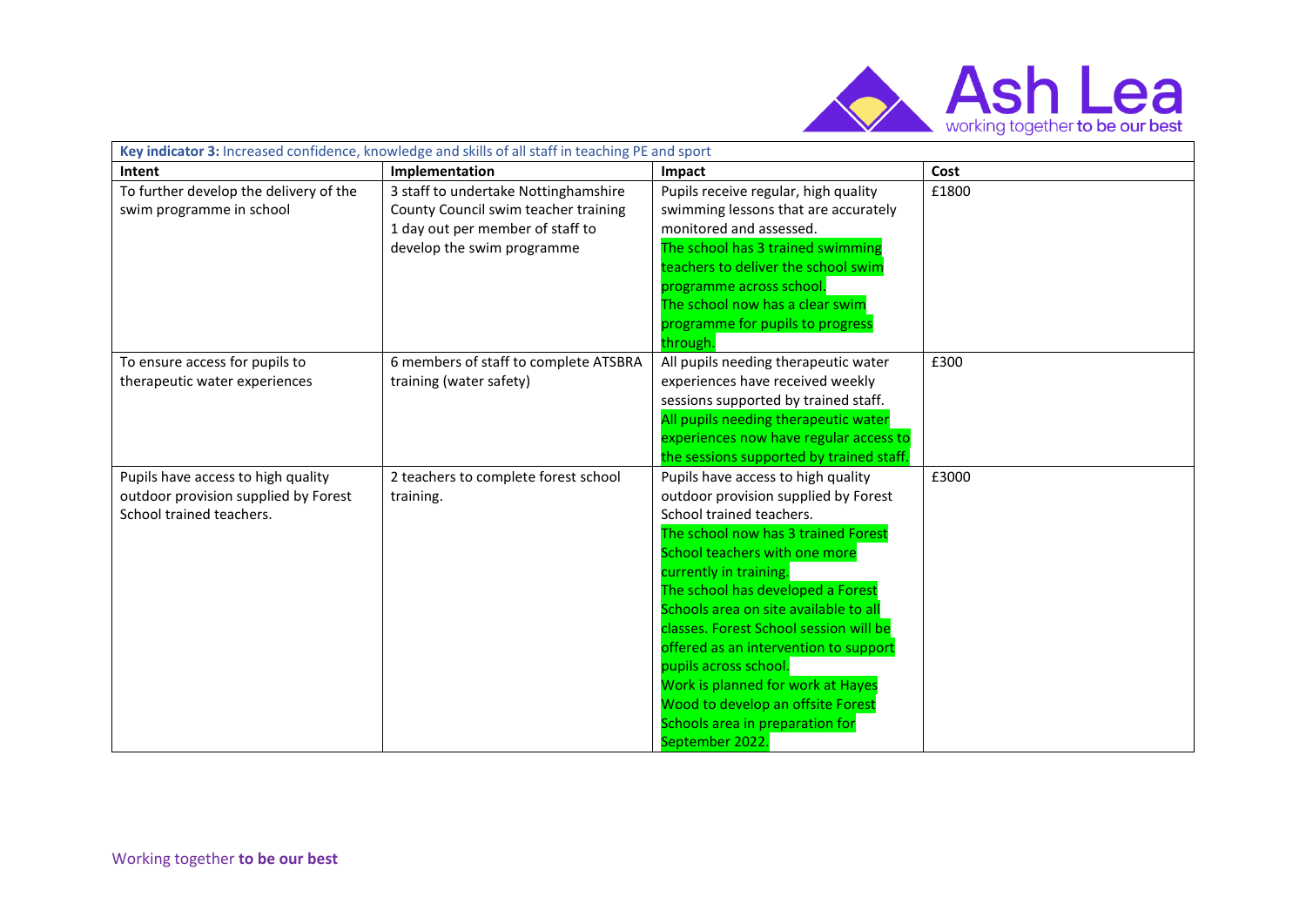| Key indicator 3: Increased confidence, knowledge and skills of all staff in teaching PE and sport | | | |
|---|---|---|---|
| **Intent** | **Implementation** | **Impact** | **Cost** |
| To further develop the delivery of the swim programme in school | 3 staff to undertake Nottinghamshire County Council swim teacher training 1 day out per member of staff to develop the swim programme | Pupils receive regular, high quality swimming lessons that are accurately monitored and assessed. The school has 3 trained swimming teachers to deliver the school swim programme across school. The school now has a clear swim programme for pupils to progress through. | £1800 |
| To ensure access for pupils to therapeutic water experiences | 6 members of staff to complete ATSBRA training (water safety) | All pupils needing therapeutic water experiences have received weekly sessions supported by trained staff. All pupils needing therapeutic water experiences now have regular access to the sessions supported by trained staff. | £300 |
| Pupils have access to high quality outdoor provision supplied by Forest School trained teachers. | 2 teachers to complete forest school training. | Pupils have access to high quality outdoor provision supplied by Forest School trained teachers. The school now has 3 trained Forest School teachers with one more currently in training. The school has developed a Forest Schools area on site available to all classes. Forest School session will be offered as an intervention to support pupils across school. Work is planned for work at Hayes Wood to develop an offsite Forest Schools area in preparation for September 2022. | £3000 |